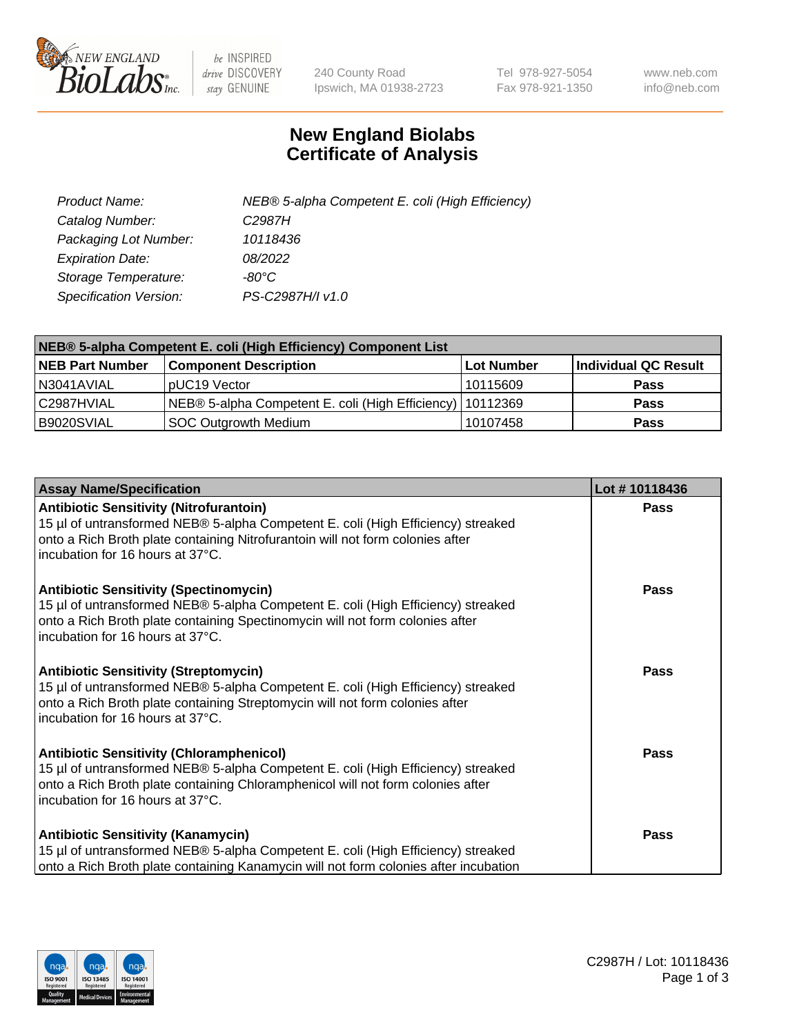New England Biolabs Inc. — be INSPIRED drive DISCOVERY stay GENUINE

240 County Road
Ipswich, MA 01938-2723

Tel 978-927-5054
Fax 978-921-1350

www.neb.com
info@neb.com

# New England Biolabs
# Certificate of Analysis

| | |
|---|---|
| *Product Name:* | *NEB® 5-alpha Competent E. coli (High Efficiency)* |
| *Catalog Number:* | *C2987H* |
| *Packaging Lot Number:* | *10118436* |
| *Expiration Date:* | *08/2022* |
| *Storage Temperature:* | *-80°C* |
| *Specification Version:* | *PS-C2987H/I v1.0* |

| **NEB® 5-alpha Competent E. coli (High Efficiency) Component List** | | | |
|---|---|---|---|
| **NEB Part Number** | **Component Description** | **Lot Number** | **Individual QC Result** |
| N3041AVIAL | pUC19 Vector | 10115609 | **Pass** |
| C2987HVIAL | NEB® 5-alpha Competent E. coli (High Efficiency) | 10112369 | **Pass** |
| B9020SVIAL | SOC Outgrowth Medium | 10107458 | **Pass** |

| **Assay Name/Specification** | **Lot # 10118436** |
|---|---|
| **Antibiotic Sensitivity (Nitrofurantoin)** 15 µl of untransformed NEB® 5-alpha Competent E. coli (High Efficiency) streaked onto a Rich Broth plate containing Nitrofurantoin will not form colonies after incubation for 16 hours at 37°C. | **Pass** |
| **Antibiotic Sensitivity (Spectinomycin)** 15 µl of untransformed NEB® 5-alpha Competent E. coli (High Efficiency) streaked onto a Rich Broth plate containing Spectinomycin will not form colonies after incubation for 16 hours at 37°C. | **Pass** |
| **Antibiotic Sensitivity (Streptomycin)** 15 µl of untransformed NEB® 5-alpha Competent E. coli (High Efficiency) streaked onto a Rich Broth plate containing Streptomycin will not form colonies after incubation for 16 hours at 37°C. | **Pass** |
| **Antibiotic Sensitivity (Chloramphenicol)** 15 µl of untransformed NEB® 5-alpha Competent E. coli (High Efficiency) streaked onto a Rich Broth plate containing Chloramphenicol will not form colonies after incubation for 16 hours at 37°C. | **Pass** |
| **Antibiotic Sensitivity (Kanamycin)** 15 µl of untransformed NEB® 5-alpha Competent E. coli (High Efficiency) streaked onto a Rich Broth plate containing Kanamycin will not form colonies after incubation | **Pass** |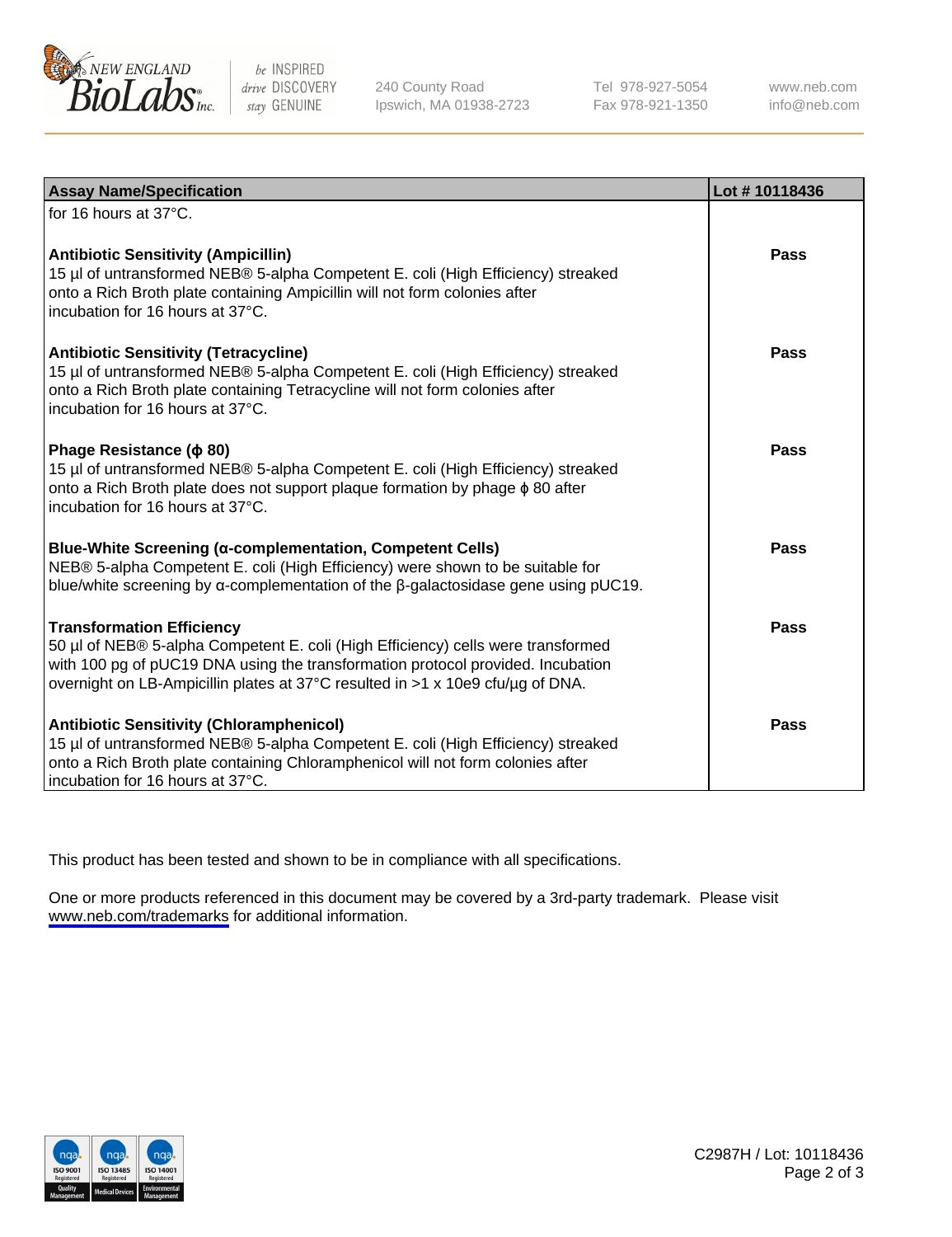| Assay Name/Specification | Lot # 10118436 |
|---|---|
| for 16 hours at 37°C. | |
| **Antibiotic Sensitivity (Ampicillin)**<br>15 µl of untransformed NEB® 5-alpha Competent E. coli (High Efficiency) streaked onto a Rich Broth plate containing Ampicillin will not form colonies after incubation for 16 hours at 37°C. | Pass |
| **Antibiotic Sensitivity (Tetracycline)**<br>15 µl of untransformed NEB® 5-alpha Competent E. coli (High Efficiency) streaked onto a Rich Broth plate containing Tetracycline will not form colonies after incubation for 16 hours at 37°C. | Pass |
| **Phage Resistance (ϕ 80)**<br>15 µl of untransformed NEB® 5-alpha Competent E. coli (High Efficiency) streaked onto a Rich Broth plate does not support plaque formation by phage ϕ 80 after incubation for 16 hours at 37°C. | Pass |
| **Blue-White Screening (α-complementation, Competent Cells)**<br>NEB® 5-alpha Competent E. coli (High Efficiency) were shown to be suitable for blue/white screening by α-complementation of the β-galactosidase gene using pUC19. | Pass |
| **Transformation Efficiency**<br>50 µl of NEB® 5-alpha Competent E. coli (High Efficiency) cells were transformed with 100 pg of pUC19 DNA using the transformation protocol provided. Incubation overnight on LB-Ampicillin plates at 37°C resulted in >1 x 10e9 cfu/µg of DNA. | Pass |
| **Antibiotic Sensitivity (Chloramphenicol)**<br>15 µl of untransformed NEB® 5-alpha Competent E. coli (High Efficiency) streaked onto a Rich Broth plate containing Chloramphenicol will not form colonies after incubation for 16 hours at 37°C. | Pass |

This product has been tested and shown to be in compliance with all specifications.

One or more products referenced in this document may be covered by a 3rd-party trademark. Please visit www.neb.com/trademarks for additional information.

C2987H / Lot: 10118436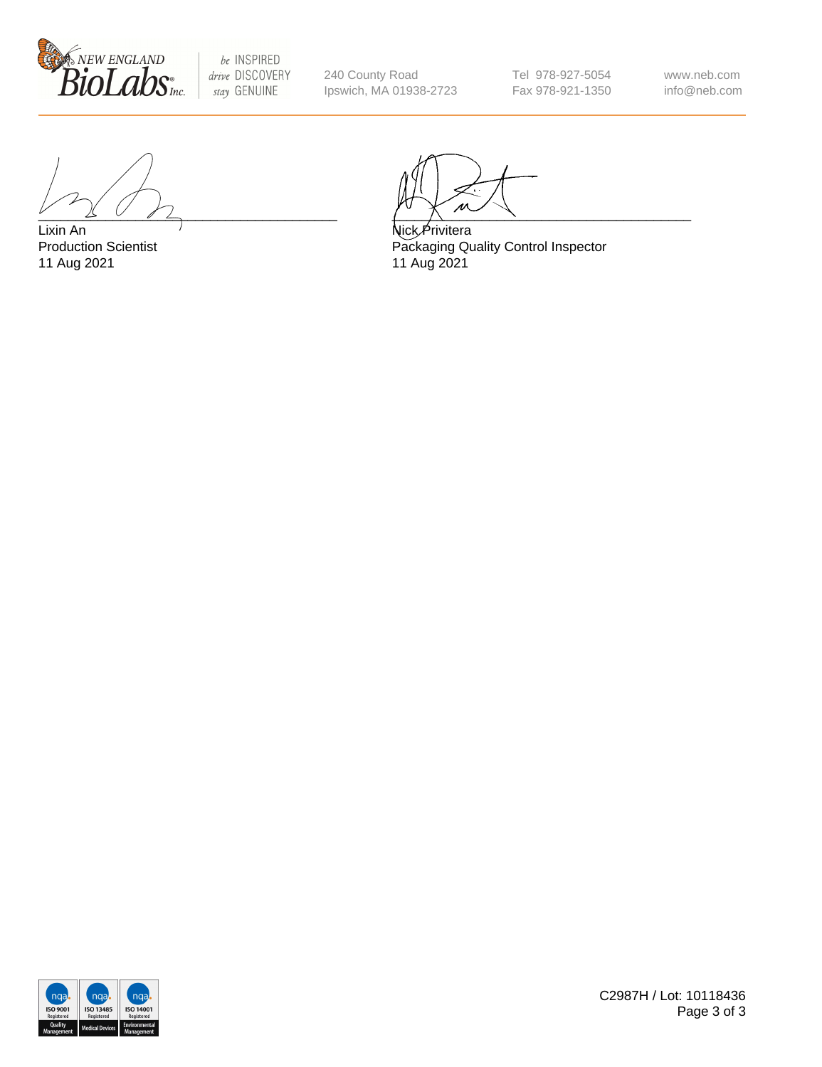Lixin An
Production Scientist
11 Aug 2021

Nick Privitera
Packaging Quality Control Inspector
11 Aug 2021